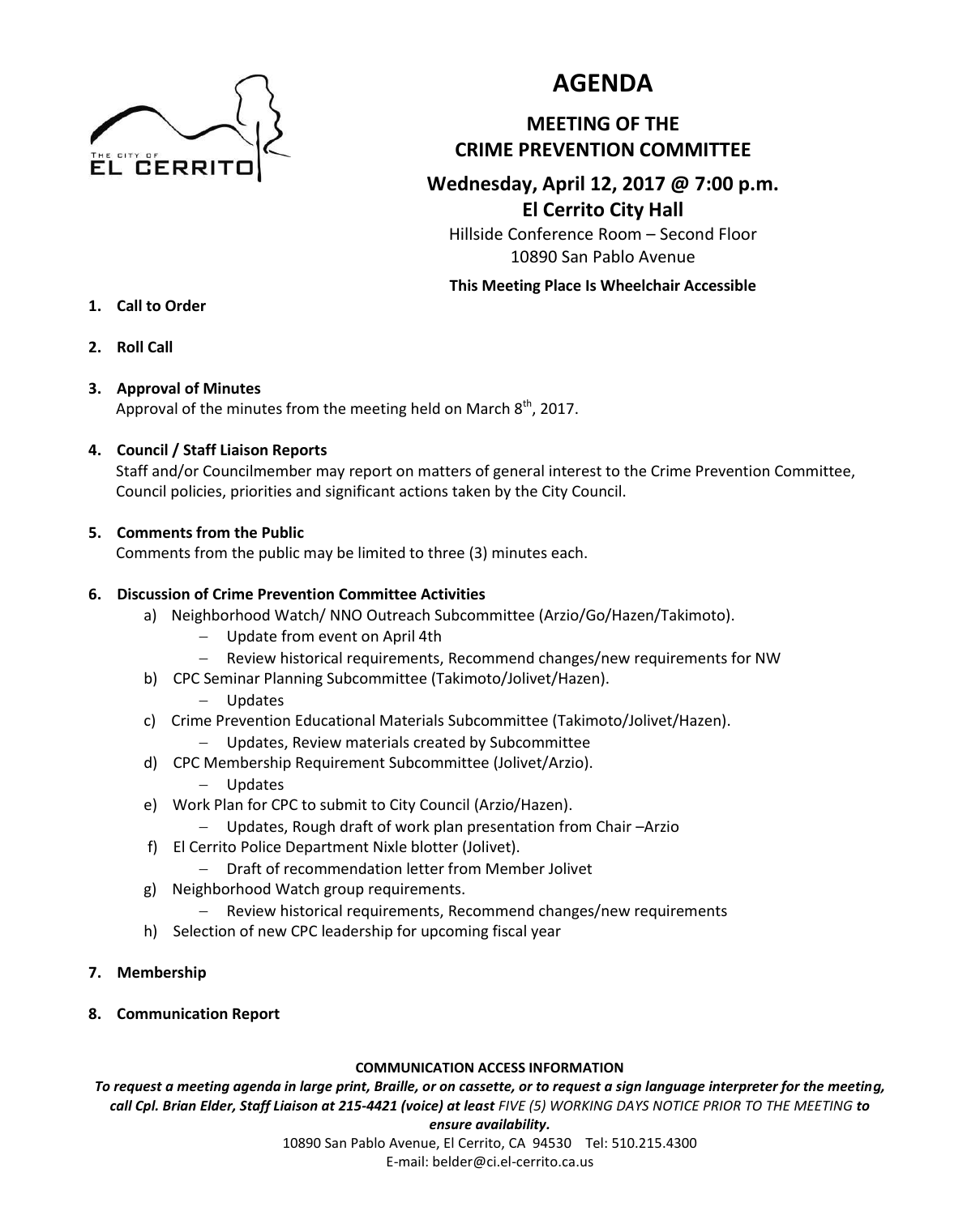# AGENDA

## MEETING OF THE CRIME PREVENTION COMMITTEE

### Wednesday, April 12, 2017 @ 7:00 p.m.
### El Cerrito City Hall

Hillside Conference Room – Second Floor
10890 San Pablo Avenue

**This Meeting Place Is Wheelchair Accessible**

1. **Call to Order**

2. **Roll Call**

3. **Approval of Minutes**
   Approval of the minutes from the meeting held on March 8th, 2017.

4. **Council / Staff Liaison Reports**
   Staff and/or Councilmember may report on matters of general interest to the Crime Prevention Committee, Council policies, priorities and significant actions taken by the City Council.

5. **Comments from the Public**
   Comments from the public may be limited to three (3) minutes each.

6. **Discussion of Crime Prevention Committee Activities**
   a) Neighborhood Watch/ NNO Outreach Subcommittee (Arzio/Go/Hazen/Takimoto).
      - Update from event on April 4th
      - Review historical requirements, Recommend changes/new requirements for NW

   b) CPC Seminar Planning Subcommittee (Takimoto/Jolivet/Hazen).
      - Updates

   c) Crime Prevention Educational Materials Subcommittee (Takimoto/Jolivet/Hazen).
      - Updates, Review materials created by Subcommittee

   d) CPC Membership Requirement Subcommittee (Jolivet/Arzio).
      - Updates

   e) Work Plan for CPC to submit to City Council (Arzio/Hazen).
      - Updates, Rough draft of work plan presentation from Chair –Arzio

   f) El Cerrito Police Department Nixle blotter (Jolivet).
      - Draft of recommendation letter from Member Jolivet

   g) Neighborhood Watch group requirements.
      - Review historical requirements, Recommend changes/new requirements

   h) Selection of new CPC leadership for upcoming fiscal year

7. **Membership**

8. **Communication Report**

**COMMUNICATION ACCESS INFORMATION**

***To request a meeting agenda in large print, Braille, or on cassette, or to request a sign language interpreter for the meeting, call Cpl. Brian Elder, Staff Liaison at 215-4421 (voice) at least** FIVE (5) WORKING DAYS NOTICE PRIOR TO THE MEETING **to ensure availability.***

10890 San Pablo Avenue, El Cerrito, CA 94530 Tel: 510.215.4300
E-mail: belder@ci.el-cerrito.ca.us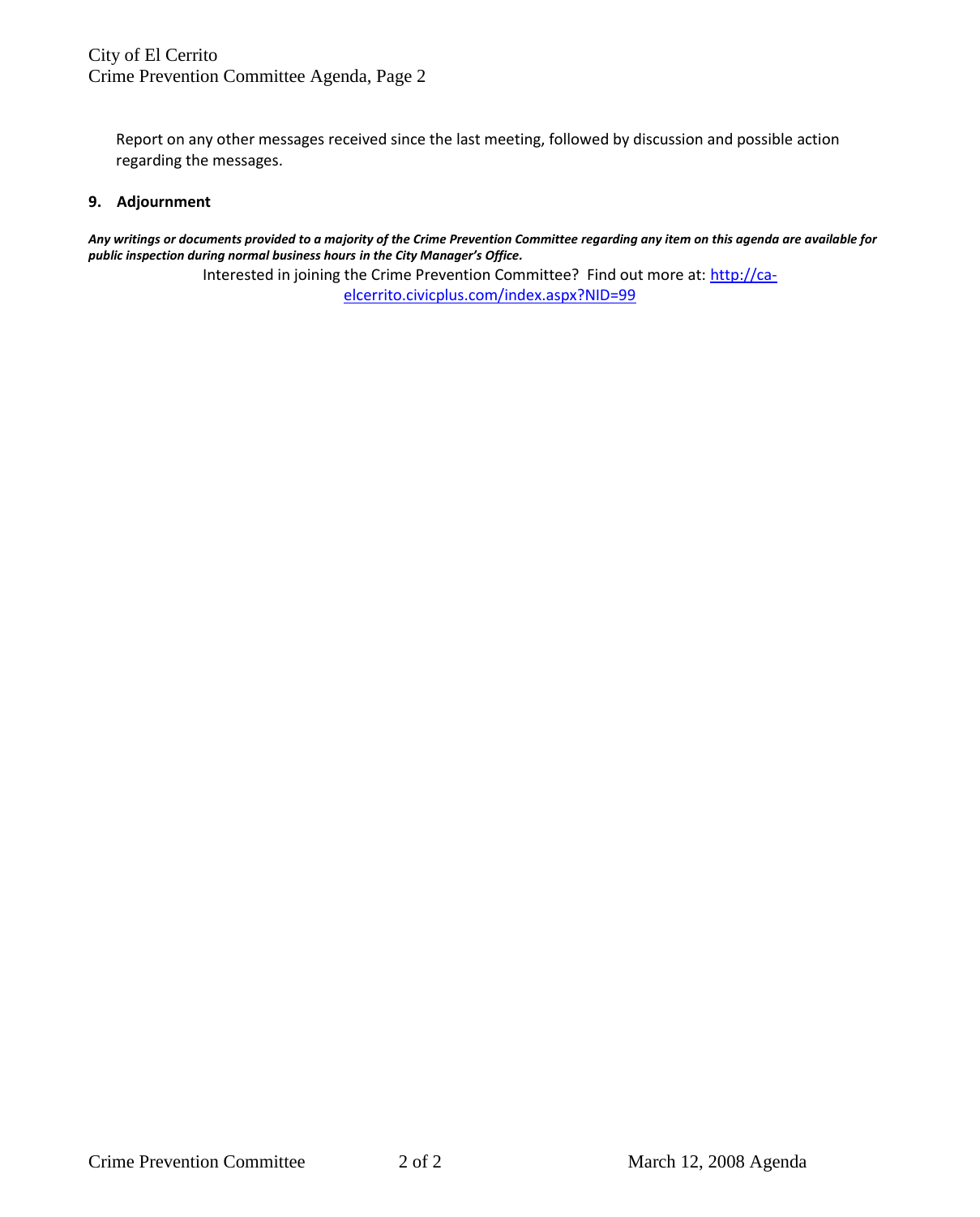Report on any other messages received since the last meeting, followed by discussion and possible action regarding the messages.

**9. Adjournment**

***Any writings or documents provided to a majority of the Crime Prevention Committee regarding any item on this agenda are available for public inspection during normal business hours in the City Manager's Office.***

Interested in joining the Crime Prevention Committee? Find out more at: http://ca-elcerrito.civicplus.com/index.aspx?NID=99